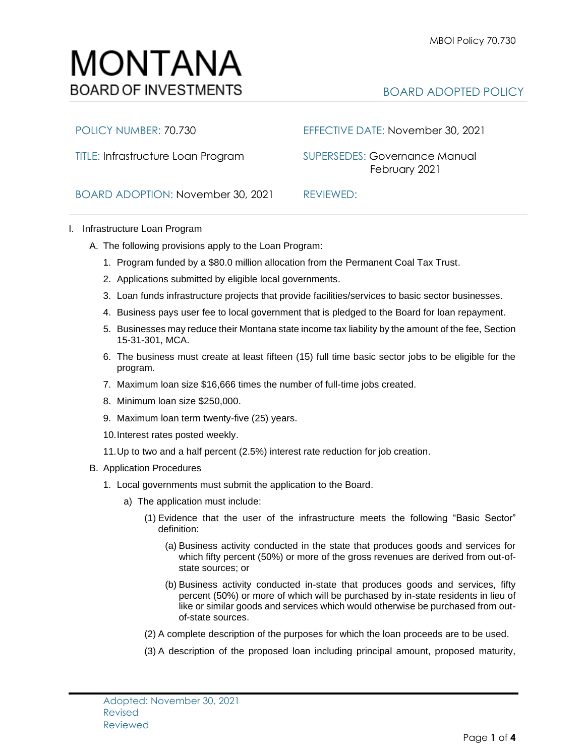# MONTANA
## BOARD OF INVESTMENTS

**BOARD ADOPTED POLICY**

| | |
|---|---|
| POLICY NUMBER: 70.730 | EFFECTIVE DATE: November 30, 2021 |
| TITLE: Infrastructure Loan Program | SUPERSEDES: Governance Manual February 2021 |
| BOARD ADOPTION: November 30, 2021 | REVIEWED: |

I. Infrastructure Loan Program

A. The following provisions apply to the Loan Program:

1. Program funded by a $80.0 million allocation from the Permanent Coal Tax Trust.
2. Applications submitted by eligible local governments.
3. Loan funds infrastructure projects that provide facilities/services to basic sector businesses.
4. Business pays user fee to local government that is pledged to the Board for loan repayment.
5. Businesses may reduce their Montana state income tax liability by the amount of the fee, Section 15-31-301, MCA.
6. The business must create at least fifteen (15) full time basic sector jobs to be eligible for the program.
7. Maximum loan size $16,666 times the number of full-time jobs created.
8. Minimum loan size $250,000.
9. Maximum loan term twenty-five (25) years.
10. Interest rates posted weekly.
11. Up to two and a half percent (2.5%) interest rate reduction for job creation.

B. Application Procedures

1. Local governments must submit the application to the Board.

   a) The application must include:

      (1) Evidence that the user of the infrastructure meets the following "Basic Sector" definition:

         (a) Business activity conducted in the state that produces goods and services for which fifty percent (50%) or more of the gross revenues are derived from out-of-state sources; or

         (b) Business activity conducted in-state that produces goods and services, fifty percent (50%) or more of which will be purchased by in-state residents in lieu of like or similar goods and services which would otherwise be purchased from out-of-state sources.

      (2) A complete description of the purposes for which the loan proceeds are to be used.

      (3) A description of the proposed loan including principal amount, proposed maturity,

Adopted: November 30, 2021
Revised
Reviewed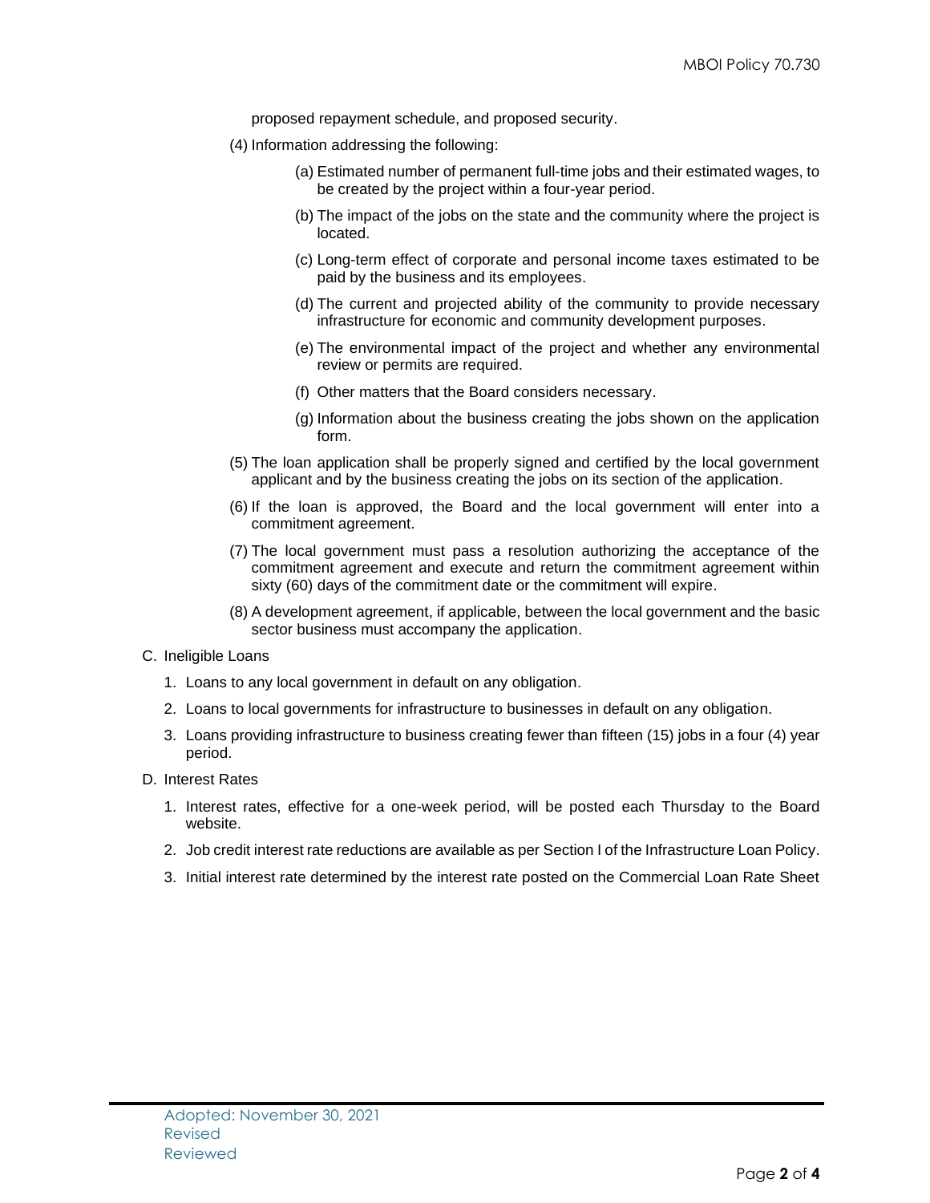proposed repayment schedule, and proposed security.

(4) Information addressing the following:

(a) Estimated number of permanent full-time jobs and their estimated wages, to be created by the project within a four-year period.

(b) The impact of the jobs on the state and the community where the project is located.

(c) Long-term effect of corporate and personal income taxes estimated to be paid by the business and its employees.

(d) The current and projected ability of the community to provide necessary infrastructure for economic and community development purposes.

(e) The environmental impact of the project and whether any environmental review or permits are required.

(f) Other matters that the Board considers necessary.

(g) Information about the business creating the jobs shown on the application form.

(5) The loan application shall be properly signed and certified by the local government applicant and by the business creating the jobs on its section of the application.

(6) If the loan is approved, the Board and the local government will enter into a commitment agreement.

(7) The local government must pass a resolution authorizing the acceptance of the commitment agreement and execute and return the commitment agreement within sixty (60) days of the commitment date or the commitment will expire.

(8) A development agreement, if applicable, between the local government and the basic sector business must accompany the application.

C. Ineligible Loans

1. Loans to any local government in default on any obligation.
2. Loans to local governments for infrastructure to businesses in default on any obligation.
3. Loans providing infrastructure to business creating fewer than fifteen (15) jobs in a four (4) year period.

D. Interest Rates

1. Interest rates, effective for a one-week period, will be posted each Thursday to the Board website.
2. Job credit interest rate reductions are available as per Section I of the Infrastructure Loan Policy.
3. Initial interest rate determined by the interest rate posted on the Commercial Loan Rate Sheet

Adopted: November 30, 2021
Revised
Reviewed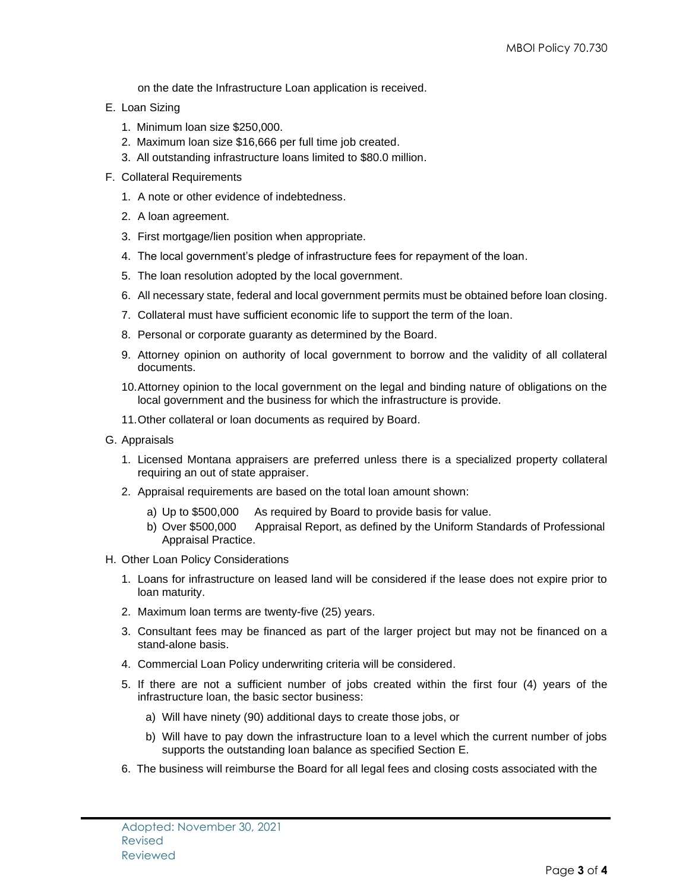on the date the Infrastructure Loan application is received.

E. Loan Sizing

1. Minimum loan size $250,000.
2. Maximum loan size $16,666 per full time job created.
3. All outstanding infrastructure loans limited to $80.0 million.

F. Collateral Requirements

1. A note or other evidence of indebtedness.
2. A loan agreement.
3. First mortgage/lien position when appropriate.
4. The local government's pledge of infrastructure fees for repayment of the loan.
5. The loan resolution adopted by the local government.
6. All necessary state, federal and local government permits must be obtained before loan closing.
7. Collateral must have sufficient economic life to support the term of the loan.
8. Personal or corporate guaranty as determined by the Board.
9. Attorney opinion on authority of local government to borrow and the validity of all collateral documents.
10. Attorney opinion to the local government on the legal and binding nature of obligations on the local government and the business for which the infrastructure is provide.
11. Other collateral or loan documents as required by Board.

G. Appraisals

1. Licensed Montana appraisers are preferred unless there is a specialized property collateral requiring an out of state appraiser.
2. Appraisal requirements are based on the total loan amount shown:
   a) Up to $500,000 As required by Board to provide basis for value.
   b) Over $500,000 Appraisal Report, as defined by the Uniform Standards of Professional Appraisal Practice.

H. Other Loan Policy Considerations

1. Loans for infrastructure on leased land will be considered if the lease does not expire prior to loan maturity.
2. Maximum loan terms are twenty-five (25) years.
3. Consultant fees may be financed as part of the larger project but may not be financed on a stand-alone basis.
4. Commercial Loan Policy underwriting criteria will be considered.
5. If there are not a sufficient number of jobs created within the first four (4) years of the infrastructure loan, the basic sector business:
   a) Will have ninety (90) additional days to create those jobs, or
   b) Will have to pay down the infrastructure loan to a level which the current number of jobs supports the outstanding loan balance as specified Section E.
6. The business will reimburse the Board for all legal fees and closing costs associated with the

Adopted: November 30, 2021
Revised
Reviewed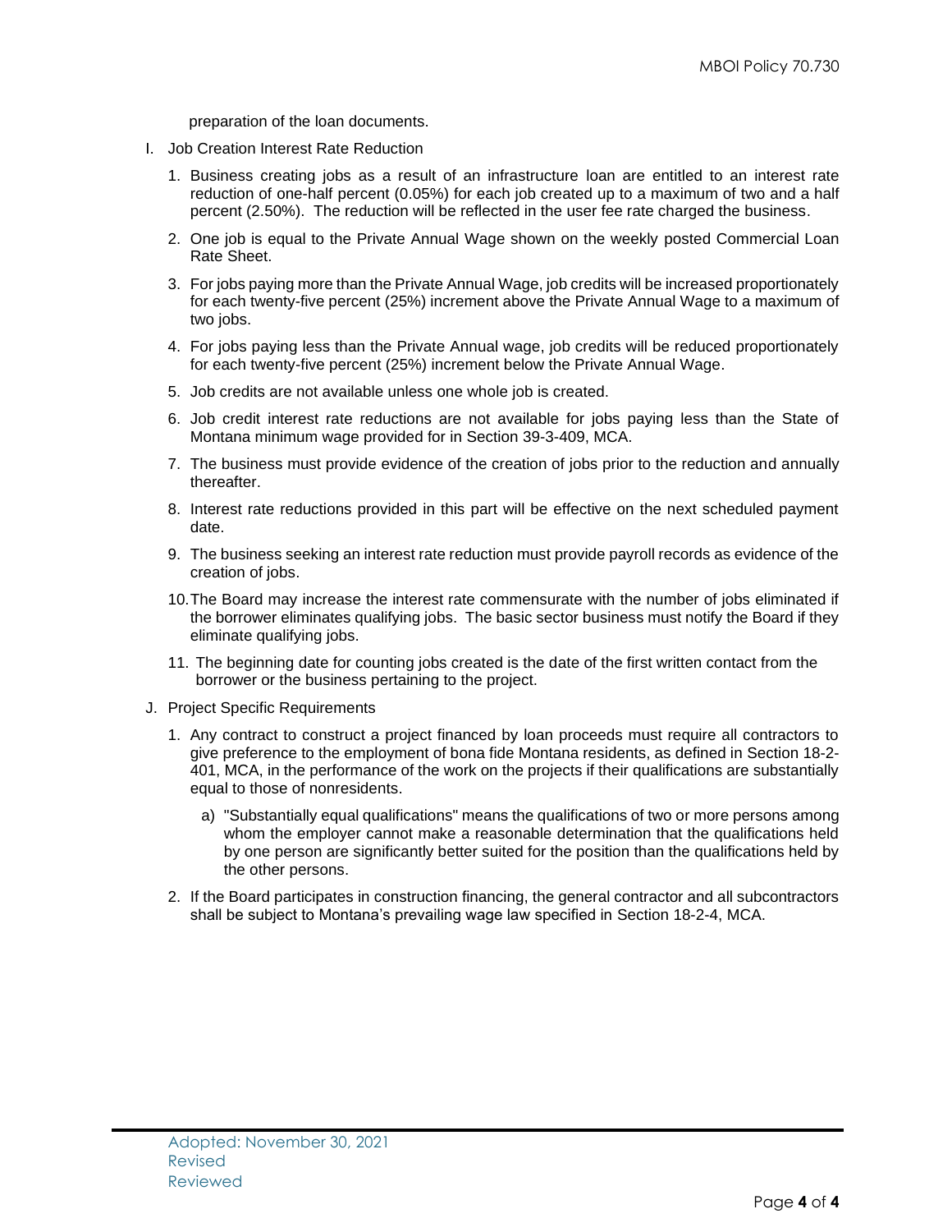preparation of the loan documents.

I. Job Creation Interest Rate Reduction

1. Business creating jobs as a result of an infrastructure loan are entitled to an interest rate reduction of one-half percent (0.05%) for each job created up to a maximum of two and a half percent (2.50%). The reduction will be reflected in the user fee rate charged the business.
2. One job is equal to the Private Annual Wage shown on the weekly posted Commercial Loan Rate Sheet.
3. For jobs paying more than the Private Annual Wage, job credits will be increased proportionately for each twenty-five percent (25%) increment above the Private Annual Wage to a maximum of two jobs.
4. For jobs paying less than the Private Annual wage, job credits will be reduced proportionately for each twenty-five percent (25%) increment below the Private Annual Wage.
5. Job credits are not available unless one whole job is created.
6. Job credit interest rate reductions are not available for jobs paying less than the State of Montana minimum wage provided for in Section 39-3-409, MCA.
7. The business must provide evidence of the creation of jobs prior to the reduction and annually thereafter.
8. Interest rate reductions provided in this part will be effective on the next scheduled payment date.
9. The business seeking an interest rate reduction must provide payroll records as evidence of the creation of jobs.
10. The Board may increase the interest rate commensurate with the number of jobs eliminated if the borrower eliminates qualifying jobs. The basic sector business must notify the Board if they eliminate qualifying jobs.
11. The beginning date for counting jobs created is the date of the first written contact from the borrower or the business pertaining to the project.

J. Project Specific Requirements

1. Any contract to construct a project financed by loan proceeds must require all contractors to give preference to the employment of bona fide Montana residents, as defined in Section 18-2-401, MCA, in the performance of the work on the projects if their qualifications are substantially equal to those of nonresidents.
   a) "Substantially equal qualifications" means the qualifications of two or more persons among whom the employer cannot make a reasonable determination that the qualifications held by one person are significantly better suited for the position than the qualifications held by the other persons.
2. If the Board participates in construction financing, the general contractor and all subcontractors shall be subject to Montana's prevailing wage law specified in Section 18-2-4, MCA.

Adopted: November 30, 2021
Revised
Reviewed